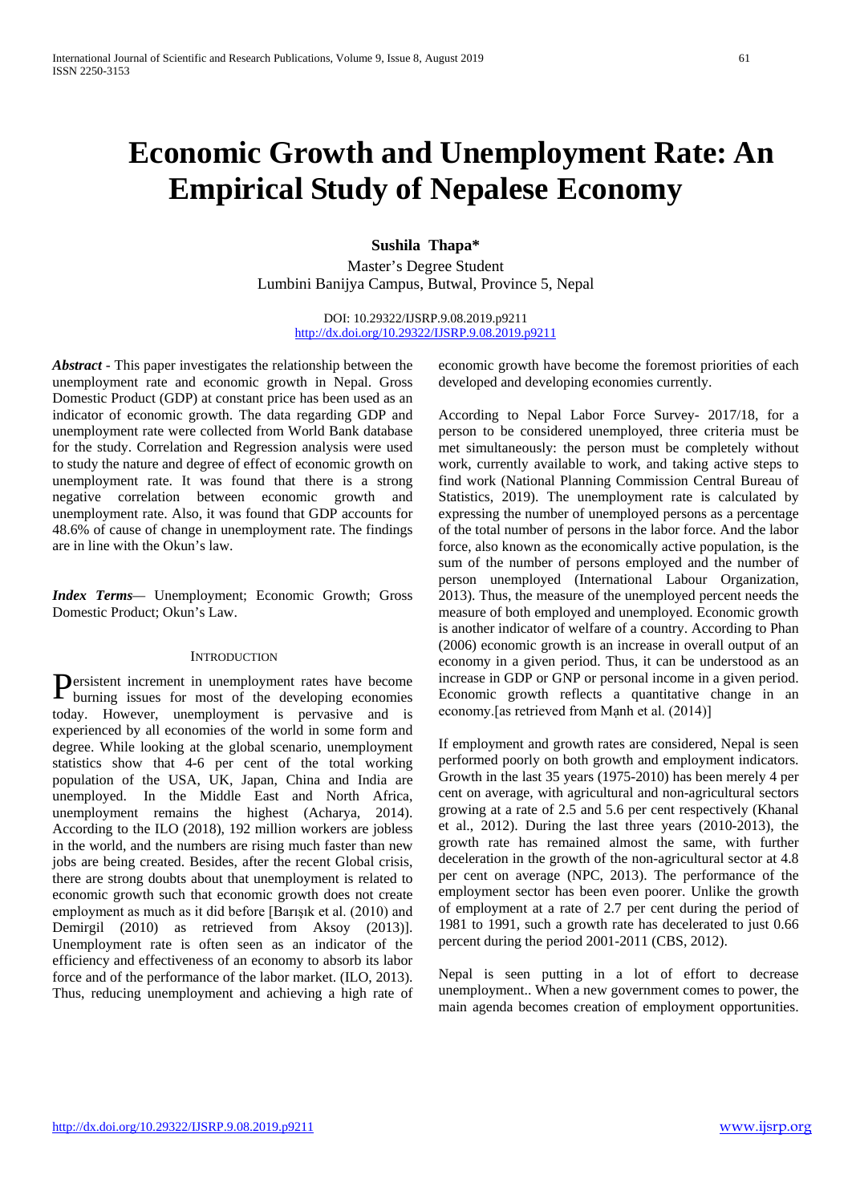# Economic Growth and Unemployment Rate: An Empirical Study of Nepalese Economy

**Sushila Thapa***

Master's Degree Student
Lumbini Banijya Campus, Butwal, Province 5, Nepal

DOI: 10.29322/IJSRP.9.08.2019.p9211
http://dx.doi.org/10.29322/IJSRP.9.08.2019.p9211

***Abstract*** - This paper investigates the relationship between the unemployment rate and economic growth in Nepal. Gross Domestic Product (GDP) at constant price has been used as an indicator of economic growth. The data regarding GDP and unemployment rate were collected from World Bank database for the study. Correlation and Regression analysis were used to study the nature and degree of effect of economic growth on unemployment rate. It was found that there is a strong negative correlation between economic growth and unemployment rate. Also, it was found that GDP accounts for 48.6% of cause of change in unemployment rate. The findings are in line with the Okun's law.

***Index Terms***— Unemployment; Economic Growth; Gross Domestic Product; Okun's Law.

## INTRODUCTION

Persistent increment in unemployment rates have become burning issues for most of the developing economies today. However, unemployment is pervasive and is experienced by all economies of the world in some form and degree. While looking at the global scenario, unemployment statistics show that 4-6 per cent of the total working population of the USA, UK, Japan, China and India are unemployed. In the Middle East and North Africa, unemployment remains the highest (Acharya, 2014). According to the ILO (2018), 192 million workers are jobless in the world, and the numbers are rising much faster than new jobs are being created. Besides, after the recent Global crisis, there are strong doubts about that unemployment is related to economic growth such that economic growth does not create employment as much as it did before [Barışık et al. (2010) and Demirgil (2010) as retrieved from Aksoy (2013)]. Unemployment rate is often seen as an indicator of the efficiency and effectiveness of an economy to absorb its labor force and of the performance of the labor market. (ILO, 2013). Thus, reducing unemployment and achieving a high rate of economic growth have become the foremost priorities of each developed and developing economies currently.

According to Nepal Labor Force Survey- 2017/18, for a person to be considered unemployed, three criteria must be met simultaneously: the person must be completely without work, currently available to work, and taking active steps to find work (National Planning Commission Central Bureau of Statistics, 2019). The unemployment rate is calculated by expressing the number of unemployed persons as a percentage of the total number of persons in the labor force. And the labor force, also known as the economically active population, is the sum of the number of persons employed and the number of person unemployed (International Labour Organization, 2013). Thus, the measure of the unemployed percent needs the measure of both employed and unemployed. Economic growth is another indicator of welfare of a country. According to Phan (2006) economic growth is an increase in overall output of an economy in a given period. Thus, it can be understood as an increase in GDP or GNP or personal income in a given period. Economic growth reflects a quantitative change in an economy.[as retrieved from Mạnh et al. (2014)]

If employment and growth rates are considered, Nepal is seen performed poorly on both growth and employment indicators. Growth in the last 35 years (1975-2010) has been merely 4 per cent on average, with agricultural and non-agricultural sectors growing at a rate of 2.5 and 5.6 per cent respectively (Khanal et al., 2012). During the last three years (2010-2013), the growth rate has remained almost the same, with further deceleration in the growth of the non-agricultural sector at 4.8 per cent on average (NPC, 2013). The performance of the employment sector has been even poorer. Unlike the growth of employment at a rate of 2.7 per cent during the period of 1981 to 1991, such a growth rate has decelerated to just 0.66 percent during the period 2001-2011 (CBS, 2012).

Nepal is seen putting in a lot of effort to decrease unemployment.. When a new government comes to power, the main agenda becomes creation of employment opportunities.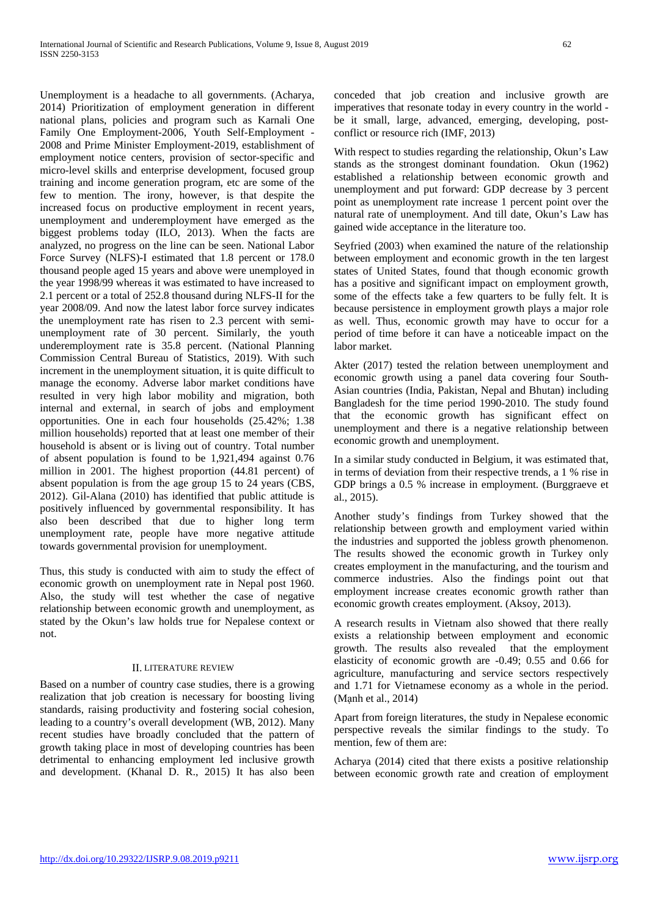Unemployment is a headache to all governments. (Acharya, 2014) Prioritization of employment generation in different national plans, policies and program such as Karnali One Family One Employment-2006, Youth Self-Employment - 2008 and Prime Minister Employment-2019, establishment of employment notice centers, provision of sector-specific and micro-level skills and enterprise development, focused group training and income generation program, etc are some of the few to mention. The irony, however, is that despite the increased focus on productive employment in recent years, unemployment and underemployment have emerged as the biggest problems today (ILO, 2013). When the facts are analyzed, no progress on the line can be seen. National Labor Force Survey (NLFS)-I estimated that 1.8 percent or 178.0 thousand people aged 15 years and above were unemployed in the year 1998/99 whereas it was estimated to have increased to 2.1 percent or a total of 252.8 thousand during NLFS-II for the year 2008/09. And now the latest labor force survey indicates the unemployment rate has risen to 2.3 percent with semi-unemployment rate of 30 percent. Similarly, the youth underemployment rate is 35.8 percent. (National Planning Commission Central Bureau of Statistics, 2019). With such increment in the unemployment situation, it is quite difficult to manage the economy. Adverse labor market conditions have resulted in very high labor mobility and migration, both internal and external, in search of jobs and employment opportunities. One in each four households (25.42%; 1.38 million households) reported that at least one member of their household is absent or is living out of country. Total number of absent population is found to be 1,921,494 against 0.76 million in 2001. The highest proportion (44.81 percent) of absent population is from the age group 15 to 24 years (CBS, 2012). Gil-Alana (2010) has identified that public attitude is positively influenced by governmental responsibility. It has also been described that due to higher long term unemployment rate, people have more negative attitude towards governmental provision for unemployment.

Thus, this study is conducted with aim to study the effect of economic growth on unemployment rate in Nepal post 1960. Also, the study will test whether the case of negative relationship between economic growth and unemployment, as stated by the Okun's law holds true for Nepalese context or not.

## II. LITERATURE REVIEW

Based on a number of country case studies, there is a growing realization that job creation is necessary for boosting living standards, raising productivity and fostering social cohesion, leading to a country's overall development (WB, 2012). Many recent studies have broadly concluded that the pattern of growth taking place in most of developing countries has been detrimental to enhancing employment led inclusive growth and development. (Khanal D. R., 2015) It has also been conceded that job creation and inclusive growth are imperatives that resonate today in every country in the world - be it small, large, advanced, emerging, developing, post-conflict or resource rich (IMF, 2013)

With respect to studies regarding the relationship, Okun's Law stands as the strongest dominant foundation. Okun (1962) established a relationship between economic growth and unemployment and put forward: GDP decrease by 3 percent point as unemployment rate increase 1 percent point over the natural rate of unemployment. And till date, Okun's Law has gained wide acceptance in the literature too.

Seyfried (2003) when examined the nature of the relationship between employment and economic growth in the ten largest states of United States, found that though economic growth has a positive and significant impact on employment growth, some of the effects take a few quarters to be fully felt. It is because persistence in employment growth plays a major role as well. Thus, economic growth may have to occur for a period of time before it can have a noticeable impact on the labor market.

Akter (2017) tested the relation between unemployment and economic growth using a panel data covering four South-Asian countries (India, Pakistan, Nepal and Bhutan) including Bangladesh for the time period 1990-2010. The study found that the economic growth has significant effect on unemployment and there is a negative relationship between economic growth and unemployment.

In a similar study conducted in Belgium, it was estimated that, in terms of deviation from their respective trends, a 1 % rise in GDP brings a 0.5 % increase in employment. (Burggraeve et al., 2015).

Another study's findings from Turkey showed that the relationship between growth and employment varied within the industries and supported the jobless growth phenomenon. The results showed the economic growth in Turkey only creates employment in the manufacturing, and the tourism and commerce industries. Also the findings point out that employment increase creates economic growth rather than economic growth creates employment. (Aksoy, 2013).

A research results in Vietnam also showed that there really exists a relationship between employment and economic growth. The results also revealed that the employment elasticity of economic growth are -0.49; 0.55 and 0.66 for agriculture, manufacturing and service sectors respectively and 1.71 for Vietnamese economy as a whole in the period. (Mạnh et al., 2014)

Apart from foreign literatures, the study in Nepalese economic perspective reveals the similar findings to the study. To mention, few of them are:

Acharya (2014) cited that there exists a positive relationship between economic growth rate and creation of employment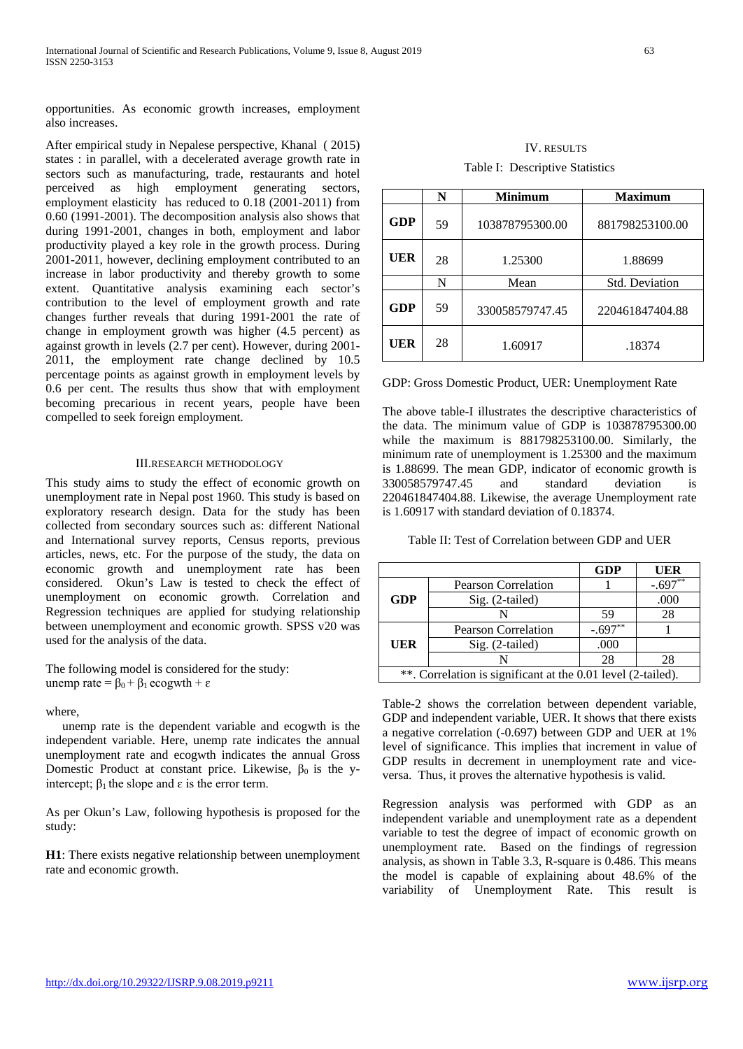opportunities. As economic growth increases, employment also increases.

After empirical study in Nepalese perspective, Khanal ( 2015) states : in parallel, with a decelerated average growth rate in sectors such as manufacturing, trade, restaurants and hotel perceived as high employment generating sectors, employment elasticity has reduced to 0.18 (2001-2011) from 0.60 (1991-2001). The decomposition analysis also shows that during 1991-2001, changes in both, employment and labor productivity played a key role in the growth process. During 2001-2011, however, declining employment contributed to an increase in labor productivity and thereby growth to some extent. Quantitative analysis examining each sector's contribution to the level of employment growth and rate changes further reveals that during 1991-2001 the rate of change in employment growth was higher (4.5 percent) as against growth in levels (2.7 per cent). However, during 2001-2011, the employment rate change declined by 10.5 percentage points as against growth in employment levels by 0.6 per cent. The results thus show that with employment becoming precarious in recent years, people have been compelled to seek foreign employment.

## III.RESEARCH METHODOLOGY

This study aims to study the effect of economic growth on unemployment rate in Nepal post 1960. This study is based on exploratory research design. Data for the study has been collected from secondary sources such as: different National and International survey reports, Census reports, previous articles, news, etc. For the purpose of the study, the data on economic growth and unemployment rate has been considered. Okun's Law is tested to check the effect of unemployment on economic growth. Correlation and Regression techniques are applied for studying relationship between unemployment and economic growth. SPSS v20 was used for the analysis of the data.

The following model is considered for the study:
unemp rate = $\beta_0 + \beta_1$ ecogwth + $\varepsilon$

where,

unemp rate is the dependent variable and ecogwth is the independent variable. Here, unemp rate indicates the annual unemployment rate and ecogwth indicates the annual Gross Domestic Product at constant price. Likewise, $\beta_0$ is the y-intercept; $\beta_1$ the slope and $\varepsilon$ is the error term.

As per Okun's Law, following hypothesis is proposed for the study:

**H1**: There exists negative relationship between unemployment rate and economic growth.

## IV. RESULTS

Table I: Descriptive Statistics

| | N | Minimum | Maximum |
|---|---|---|---|
| **GDP** | 59 | 103878795300.00 | 881798253100.00 |
| **UER** | 28 | 1.25300 | 1.88699 |
| | N | Mean | Std. Deviation |
| **GDP** | 59 | 330058579747.45 | 220461847404.88 |
| **UER** | 28 | 1.60917 | .18374 |

GDP: Gross Domestic Product, UER: Unemployment Rate

The above table-I illustrates the descriptive characteristics of the data. The minimum value of GDP is 103878795300.00 while the maximum is 881798253100.00. Similarly, the minimum rate of unemployment is 1.25300 and the maximum is 1.88699. The mean GDP, indicator of economic growth is 330058579747.45 and standard deviation is 220461847404.88. Likewise, the average Unemployment rate is 1.60917 with standard deviation of 0.18374.

Table II: Test of Correlation between GDP and UER

| | | GDP | UER |
|---|---|---|---|
| **GDP** | Pearson Correlation | 1 | -.697** |
| | Sig. (2-tailed) | | .000 |
| | N | 59 | 28 |
| **UER** | Pearson Correlation | -.697** | 1 |
| | Sig. (2-tailed) | .000 | |
| | N | 28 | 28 |
| **. Correlation is significant at the 0.01 level (2-tailed). | | | |

Table-2 shows the correlation between dependent variable, GDP and independent variable, UER. It shows that there exists a negative correlation (-0.697) between GDP and UER at 1% level of significance. This implies that increment in value of GDP results in decrement in unemployment rate and vice-versa. Thus, it proves the alternative hypothesis is valid.

Regression analysis was performed with GDP as an independent variable and unemployment rate as a dependent variable to test the degree of impact of economic growth on unemployment rate. Based on the findings of regression analysis, as shown in Table 3.3, R-square is 0.486. This means the model is capable of explaining about 48.6% of the variability of Unemployment Rate. This result is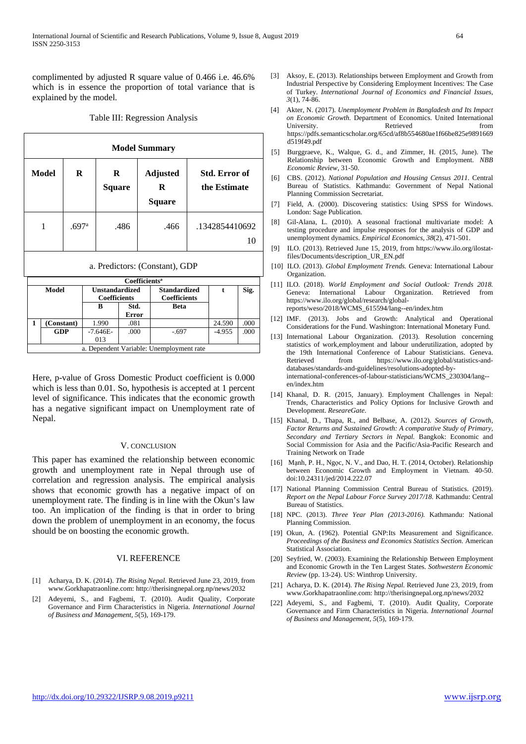complimented by adjusted R square value of 0.466 i.e. 46.6% which is in essence the proportion of total variance that is explained by the model.

Table III: Regression Analysis

| Model Summary | | | | |
|---|---|---|---|---|
| Model | R | R Square | Adjusted R Square | Std. Error of the Estimate |
| 1 | .697[a] | .486 | .466 | .134285441069210 |

a. Predictors: (Constant), GDP

| Coefficients[a] | | | | | | | |
|---|---|---|---|---|---|---|---|
| Model | | Unstandardized Coefficients | | Standardized Coefficients | t | Sig. |
| | | B | Std. Error | Beta | | |
| 1 | (Constant) | 1.990 | .081 | | 24.590 | .000 |
| | GDP | -7.646E-013 | .000 | -.697 | -4.955 | .000 |

a. Dependent Variable: Unemployment rate

Here, p-value of Gross Domestic Product coefficient is 0.000 which is less than 0.01. So, hypothesis is accepted at 1 percent level of significance. This indicates that the economic growth has a negative significant impact on Unemployment rate of Nepal.

## V. CONCLUSION

This paper has examined the relationship between economic growth and unemployment rate in Nepal through use of correlation and regression analysis. The empirical analysis shows that economic growth has a negative impact of on unemployment rate. The finding is in line with the Okun's law too. An implication of the finding is that in order to bring down the problem of unemployment in an economy, the focus should be on boosting the economic growth.

## VI. REFERENCE

[1] Acharya, D. K. (2014). *The Rising Nepal.* Retrieved June 23, 2019, from www.Gorkhapatraonline.com: http://therisingnepal.org.np/news/2032

[2] Adeyemi, S., and Fagbemi, T. (2010). Audit Quality, Corporate Governance and Firm Characteristics in Nigeria. *International Journal of Business and Management, 5*(5), 169-179.

[3] Aksoy, E. (2013). Relationships between Employment and Growth from Industrial Perspective by Considering Employment Incentives: The Case of Turkey. *International Journal of Economics and Financial Issues, 3*(1), 74-86.

[4] Akter, N. (2017). *Unemployment Problem in Bangladesh and Its Impact on Economic Growth.* Department of Economics. United International University. Retrieved from https://pdfs.semanticscholar.org/65cd/af8b554680ae1f66be825e9891669d519f49.pdf

[5] Burggraeve, K., Walque, G. d., and Zimmer, H. (2015, June). The Relationship between Economic Growth and Employment. *NBB Economic Review*, 31-50.

[6] CBS. (2012). *National Population and Housing Census 2011.* Central Bureau of Statistics. Kathmandu: Government of Nepal National Planning Commission Secretariat.

[7] Field, A. (2000). Discovering statistics: Using SPSS for Windows. London: Sage Publication.

[8] Gil-Alana, L. (2010). A seasonal fractional multivariate model: A testing procedure and impulse responses for the analysis of GDP and unemployment dynamics. *Empirical Economics, 38*(2), 471-501.

[9] ILO. (2013). Retrieved June 15, 2019, from https://www.ilo.org/ilostat-files/Documents/description_UR_EN.pdf

[10] ILO. (2013). *Global Employment Trends.* Geneva: International Labour Organization.

[11] ILO. (2018). *World Employment and Social Outlook: Trends 2018.* Geneva: International Labour Organization. Retrieved from https://www.ilo.org/global/research/global-reports/weso/2018/WCMS_615594/lang--en/index.htm

[12] IMF. (2013). Jobs and Growth: Analytical and Operational Considerations for the Fund. Washington: International Monetary Fund.

[13] International Labour Organization. (2013). Resolution concerning statistics of work,employment and labour underutilization, adopted by the 19th International Conference of Labour Statisticians. Geneva. Retrieved from https://www.ilo.org/global/statistics-and-databases/standards-and-guidelines/resolutions-adopted-by-international-conferences-of-labour-statisticians/WCMS_230304/lang--en/index.htm

[14] Khanal, D. R. (2015, January). Employment Challenges in Nepal: Trends, Characteristics and Policy Options for Inclusive Growth and Development. *ReseareGate*.

[15] Khanal, D., Thapa, R., and Belbase, A. (2012). *Sources of Growth, Factor Returns and Sustained Growth: A comparative Study of Primary, Secondary and Tertiary Sectors in Nepal.* Bangkok: Economic and Social Commission for Asia and the Pacific/Asia-Pacific Research and Training Network on Trade

[16] Mạnh, P. H., Ngọc, N. V., and Dao, H. T. (2014, October). Relationship between Economic Growth and Employment in Vietnam. 40-50. doi:10.24311/jed/2014.222.07

[17] National Planning Commission Central Bureau of Statistics. (2019). *Report on the Nepal Labour Force Survey 2017/18.* Kathmandu: Central Bureau of Statistics.

[18] NPC. (2013). *Three Year Plan (2013-2016).* Kathmandu: National Planning Commission.

[19] Okun, A. (1962). Potential GNP:Its Measurement and Significance. *Proceedings of the Business and Economics Statistics Section.* American Statistical Association.

[20] Seyfried, W. (2003). Examining the Relationship Between Employment and Economic Growth in the Ten Largest States. *Sothwestern Economic Review* (pp. 13-24). US: Winthrop University.

[21] Acharya, D. K. (2014). *The Rising Nepal.* Retrieved June 23, 2019, from www.Gorkhapatraonline.com: http://therisingnepal.org.np/news/2032

[22] Adeyemi, S., and Fagbemi, T. (2010). Audit Quality, Corporate Governance and Firm Characteristics in Nigeria. *International Journal of Business and Management, 5*(5), 169-179.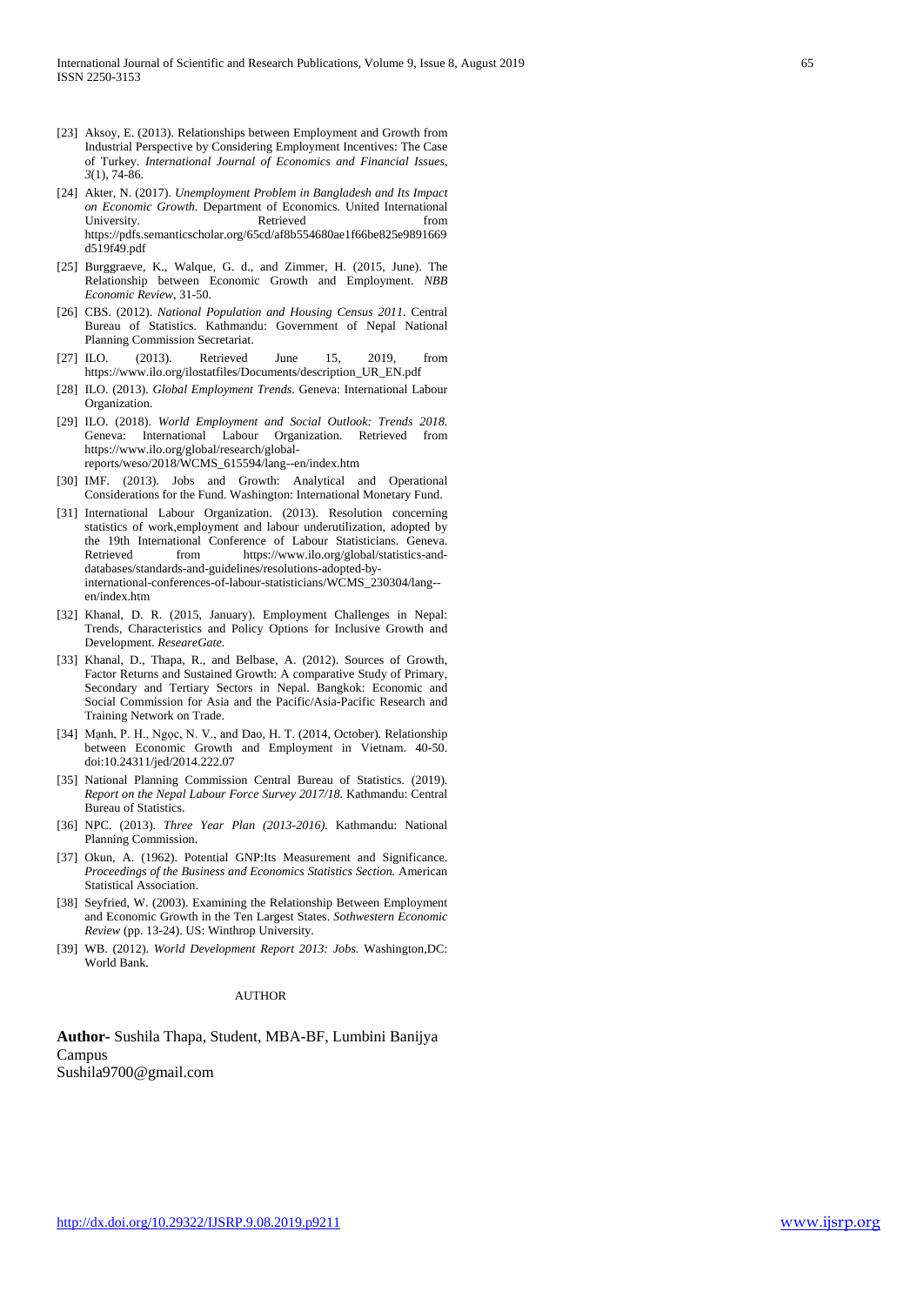[23] Aksoy, E. (2013). Relationships between Employment and Growth from Industrial Perspective by Considering Employment Incentives: The Case of Turkey. *International Journal of Economics and Financial Issues, 3*(1), 74-86.

[24] Akter, N. (2017). *Unemployment Problem in Bangladesh and Its Impact on Economic Growth.* Department of Economics. United International University. Retrieved from https://pdfs.semanticscholar.org/65cd/af8b554680ae1f66be825e9891669d519f49.pdf

[25] Burggraeve, K., Walque, G. d., and Zimmer, H. (2015, June). The Relationship between Economic Growth and Employment. *NBB Economic Review*, 31-50.

[26] CBS. (2012). *National Population and Housing Census 2011.* Central Bureau of Statistics. Kathmandu: Government of Nepal National Planning Commission Secretariat.

[27] ILO. (2013). Retrieved June 15, 2019, from https://www.ilo.org/ilostatfiles/Documents/description_UR_EN.pdf

[28] ILO. (2013). *Global Employment Trends.* Geneva: International Labour Organization.

[29] ILO. (2018). *World Employment and Social Outlook: Trends 2018.* Geneva: International Labour Organization. Retrieved from https://www.ilo.org/global/research/global-reports/weso/2018/WCMS_615594/lang--en/index.htm

[30] IMF. (2013). Jobs and Growth: Analytical and Operational Considerations for the Fund. Washington: International Monetary Fund.

[31] International Labour Organization. (2013). Resolution concerning statistics of work,employment and labour underutilization, adopted by the 19th International Conference of Labour Statisticians. Geneva. Retrieved from https://www.ilo.org/global/statistics-and-databases/standards-and-guidelines/resolutions-adopted-by-international-conferences-of-labour-statisticians/WCMS_230304/lang--en/index.htm

[32] Khanal, D. R. (2015, January). Employment Challenges in Nepal: Trends, Characteristics and Policy Options for Inclusive Growth and Development. *ResearеGate.*

[33] Khanal, D., Thapa, R., and Belbase, A. (2012). Sources of Growth, Factor Returns and Sustained Growth: A comparative Study of Primary, Secondary and Tertiary Sectors in Nepal. Bangkok: Economic and Social Commission for Asia and the Pacific/Asia-Pacific Research and Training Network on Trade.

[34] Mạnh, P. H., Ngọc, N. V., and Dao, H. T. (2014, October). Relationship between Economic Growth and Employment in Vietnam. 40-50. doi:10.24311/jed/2014.222.07

[35] National Planning Commission Central Bureau of Statistics. (2019). *Report on the Nepal Labour Force Survey 2017/18.* Kathmandu: Central Bureau of Statistics.

[36] NPC. (2013). *Three Year Plan (2013-2016).* Kathmandu: National Planning Commission.

[37] Okun, A. (1962). Potential GNP:Its Measurement and Significance. *Proceedings of the Business and Economics Statistics Section.* American Statistical Association.

[38] Seyfried, W. (2003). Examining the Relationship Between Employment and Economic Growth in the Ten Largest States. *Sothwestern Economic Review* (pp. 13-24). US: Winthrop University.

[39] WB. (2012). *World Development Report 2013: Jobs.* Washington,DC: World Bank.

AUTHOR

**Author-** Sushila Thapa, Student, MBA-BF, Lumbini Banijya Campus
Sushila9700@gmail.com